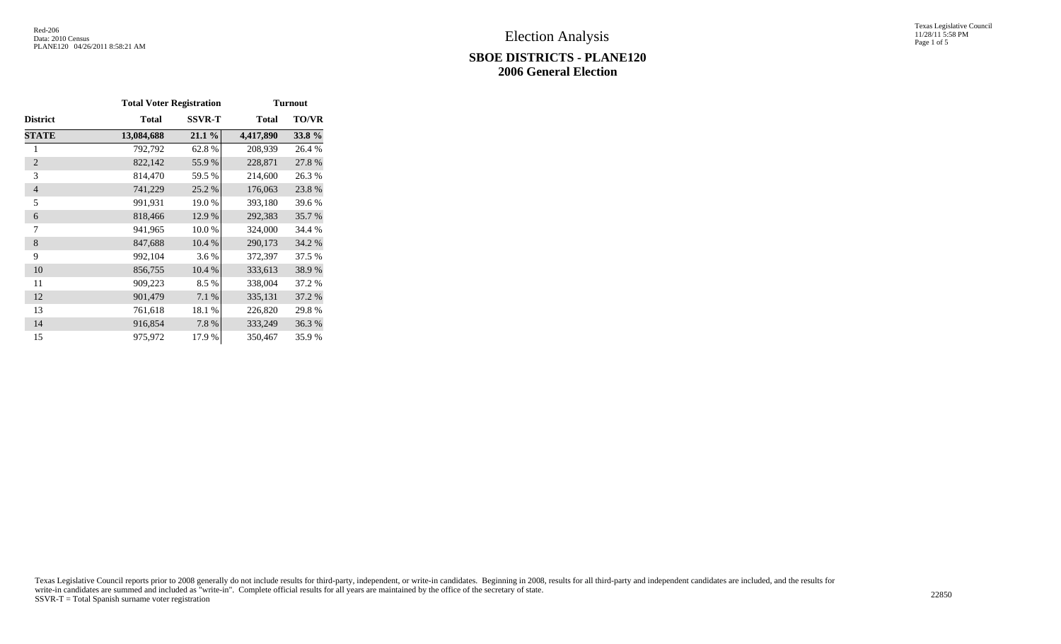# Election Analysis

## SBOE DISTRICTS - PLANE120
## 2006 General Election

| District | Total Voter Registration | | Turnout | |
|---|---|---|---|---|
| | Total | SSVR-T | Total | TO/VR |
| **STATE** | **13,084,688** | **21.1 %** | **4,417,890** | **33.8 %** |
| 1 | 792,792 | 62.8 % | 208,939 | 26.4 % |
| 2 | 822,142 | 55.9 % | 228,871 | 27.8 % |
| 3 | 814,470 | 59.5 % | 214,600 | 26.3 % |
| 4 | 741,229 | 25.2 % | 176,063 | 23.8 % |
| 5 | 991,931 | 19.0 % | 393,180 | 39.6 % |
| 6 | 818,466 | 12.9 % | 292,383 | 35.7 % |
| 7 | 941,965 | 10.0 % | 324,000 | 34.4 % |
| 8 | 847,688 | 10.4 % | 290,173 | 34.2 % |
| 9 | 992,104 | 3.6 % | 372,397 | 37.5 % |
| 10 | 856,755 | 10.4 % | 333,613 | 38.9 % |
| 11 | 909,223 | 8.5 % | 338,004 | 37.2 % |
| 12 | 901,479 | 7.1 % | 335,131 | 37.2 % |
| 13 | 761,618 | 18.1 % | 226,820 | 29.8 % |
| 14 | 916,854 | 7.8 % | 333,249 | 36.3 % |
| 15 | 975,972 | 17.9 % | 350,467 | 35.9 % |

Texas Legislative Council reports prior to 2008 generally do not include results for third-party, independent, or write-in candidates. Beginning in 2008, results for all third-party and independent candidates are included, and the results for write-in candidates are summed and included as "write-in". Complete official results for all years are maintained by the office of the secretary of state.
SSVR-T = Total Spanish surname voter registration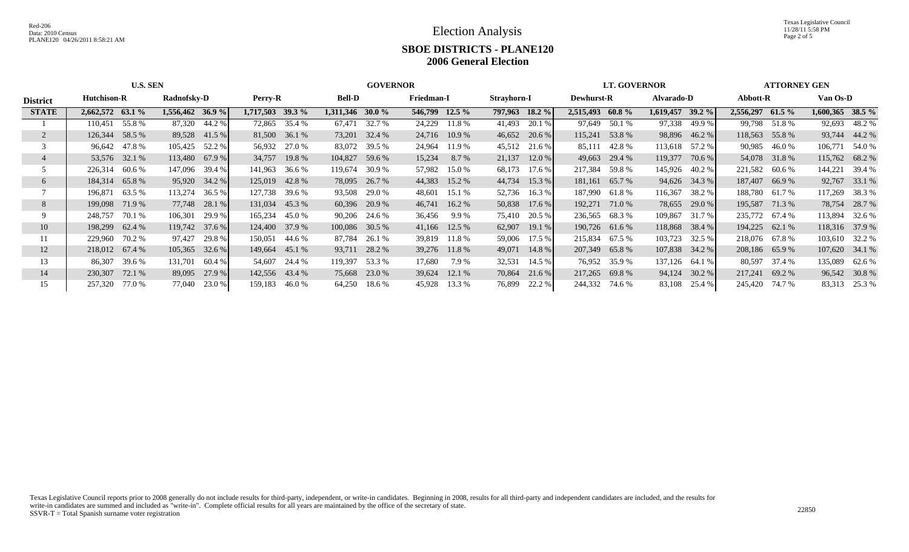# Election Analysis

## SBOE DISTRICTS - PLANE120
## 2006 General Election

| District | U.S. SEN | | | | GOVERNOR | | | | | | | | LT. GOVERNOR | | | | ATTORNEY GEN | | | |
|---|---|---|---|---|---|---|---|---|---|---|---|---|---|---|---|---|---|---|---|---|
| | Hutchison-R | | Radnofsky-D | | Perry-R | | Bell-D | | Friedman-I | | Strayhorn-I | | Dewhurst-R | | Alvarado-D | | Abbott-R | | Van Os-D | |
| **STATE** | **2,662,572** | **63.1 %** | **1,556,462** | **36.9 %** | **1,717,503** | **39.3 %** | **1,311,346** | **30.0 %** | **546,799** | **12.5 %** | **797,963** | **18.2 %** | **2,515,493** | **60.8 %** | **1,619,457** | **39.2 %** | **2,556,297** | **61.5 %** | **1,600,365** | **38.5 %** |
| 1 | 110,451 | 55.8 % | 87,320 | 44.2 % | 72,865 | 35.4 % | 67,471 | 32.7 % | 24,229 | 11.8 % | 41,493 | 20.1 % | 97,649 | 50.1 % | 97,338 | 49.9 % | 99,798 | 51.8 % | 92,693 | 48.2 % |
| 2 | 126,344 | 58.5 % | 89,528 | 41.5 % | 81,500 | 36.1 % | 73,201 | 32.4 % | 24,716 | 10.9 % | 46,652 | 20.6 % | 115,241 | 53.8 % | 98,896 | 46.2 % | 118,563 | 55.8 % | 93,744 | 44.2 % |
| 3 | 96,642 | 47.8 % | 105,425 | 52.2 % | 56,932 | 27.0 % | 83,072 | 39.5 % | 24,964 | 11.9 % | 45,512 | 21.6 % | 85,111 | 42.8 % | 113,618 | 57.2 % | 90,985 | 46.0 % | 106,771 | 54.0 % |
| 4 | 53,576 | 32.1 % | 113,480 | 67.9 % | 34,757 | 19.8 % | 104,827 | 59.6 % | 15,234 | 8.7 % | 21,137 | 12.0 % | 49,663 | 29.4 % | 119,377 | 70.6 % | 54,078 | 31.8 % | 115,762 | 68.2 % |
| 5 | 226,314 | 60.6 % | 147,096 | 39.4 % | 141,963 | 36.6 % | 119,674 | 30.9 % | 57,982 | 15.0 % | 68,173 | 17.6 % | 217,384 | 59.8 % | 145,926 | 40.2 % | 221,582 | 60.6 % | 144,221 | 39.4 % |
| 6 | 184,314 | 65.8 % | 95,920 | 34.2 % | 125,019 | 42.8 % | 78,095 | 26.7 % | 44,383 | 15.2 % | 44,734 | 15.3 % | 181,161 | 65.7 % | 94,626 | 34.3 % | 187,407 | 66.9 % | 92,767 | 33.1 % |
| 7 | 196,871 | 63.5 % | 113,274 | 36.5 % | 127,738 | 39.6 % | 93,508 | 29.0 % | 48,601 | 15.1 % | 52,736 | 16.3 % | 187,990 | 61.8 % | 116,367 | 38.2 % | 188,780 | 61.7 % | 117,269 | 38.3 % |
| 8 | 199,098 | 71.9 % | 77,748 | 28.1 % | 131,034 | 45.3 % | 60,396 | 20.9 % | 46,741 | 16.2 % | 50,838 | 17.6 % | 192,271 | 71.0 % | 78,655 | 29.0 % | 195,587 | 71.3 % | 78,754 | 28.7 % |
| 9 | 248,757 | 70.1 % | 106,301 | 29.9 % | 165,234 | 45.0 % | 90,206 | 24.6 % | 36,456 | 9.9 % | 75,410 | 20.5 % | 236,565 | 68.3 % | 109,867 | 31.7 % | 235,772 | 67.4 % | 113,894 | 32.6 % |
| 10 | 198,299 | 62.4 % | 119,742 | 37.6 % | 124,400 | 37.9 % | 100,086 | 30.5 % | 41,166 | 12.5 % | 62,907 | 19.1 % | 190,726 | 61.6 % | 118,868 | 38.4 % | 194,225 | 62.1 % | 118,316 | 37.9 % |
| 11 | 229,960 | 70.2 % | 97,427 | 29.8 % | 150,051 | 44.6 % | 87,784 | 26.1 % | 39,819 | 11.8 % | 59,006 | 17.5 % | 215,834 | 67.5 % | 103,723 | 32.5 % | 218,076 | 67.8 % | 103,610 | 32.2 % |
| 12 | 218,012 | 67.4 % | 105,365 | 32.6 % | 149,664 | 45.1 % | 93,711 | 28.2 % | 39,276 | 11.8 % | 49,071 | 14.8 % | 207,349 | 65.8 % | 107,838 | 34.2 % | 208,186 | 65.9 % | 107,620 | 34.1 % |
| 13 | 86,307 | 39.6 % | 131,701 | 60.4 % | 54,607 | 24.4 % | 119,397 | 53.3 % | 17,680 | 7.9 % | 32,531 | 14.5 % | 76,952 | 35.9 % | 137,126 | 64.1 % | 80,597 | 37.4 % | 135,089 | 62.6 % |
| 14 | 230,307 | 72.1 % | 89,095 | 27.9 % | 142,556 | 43.4 % | 75,668 | 23.0 % | 39,624 | 12.1 % | 70,864 | 21.6 % | 217,265 | 69.8 % | 94,124 | 30.2 % | 217,241 | 69.2 % | 96,542 | 30.8 % |
| 15 | 257,320 | 77.0 % | 77,040 | 23.0 % | 159,183 | 46.0 % | 64,250 | 18.6 % | 45,928 | 13.3 % | 76,899 | 22.2 % | 244,332 | 74.6 % | 83,108 | 25.4 % | 245,420 | 74.7 % | 83,313 | 25.3 % |

Texas Legislative Council reports prior to 2008 generally do not include results for third-party, independent, or write-in candidates. Beginning in 2008, results for all third-party and independent candidates are included, and the results for write-in candidates are summed and included as "write-in". Complete official results for all years are maintained by the office of the secretary of state.

SSVR-T = Total Spanish surname voter registration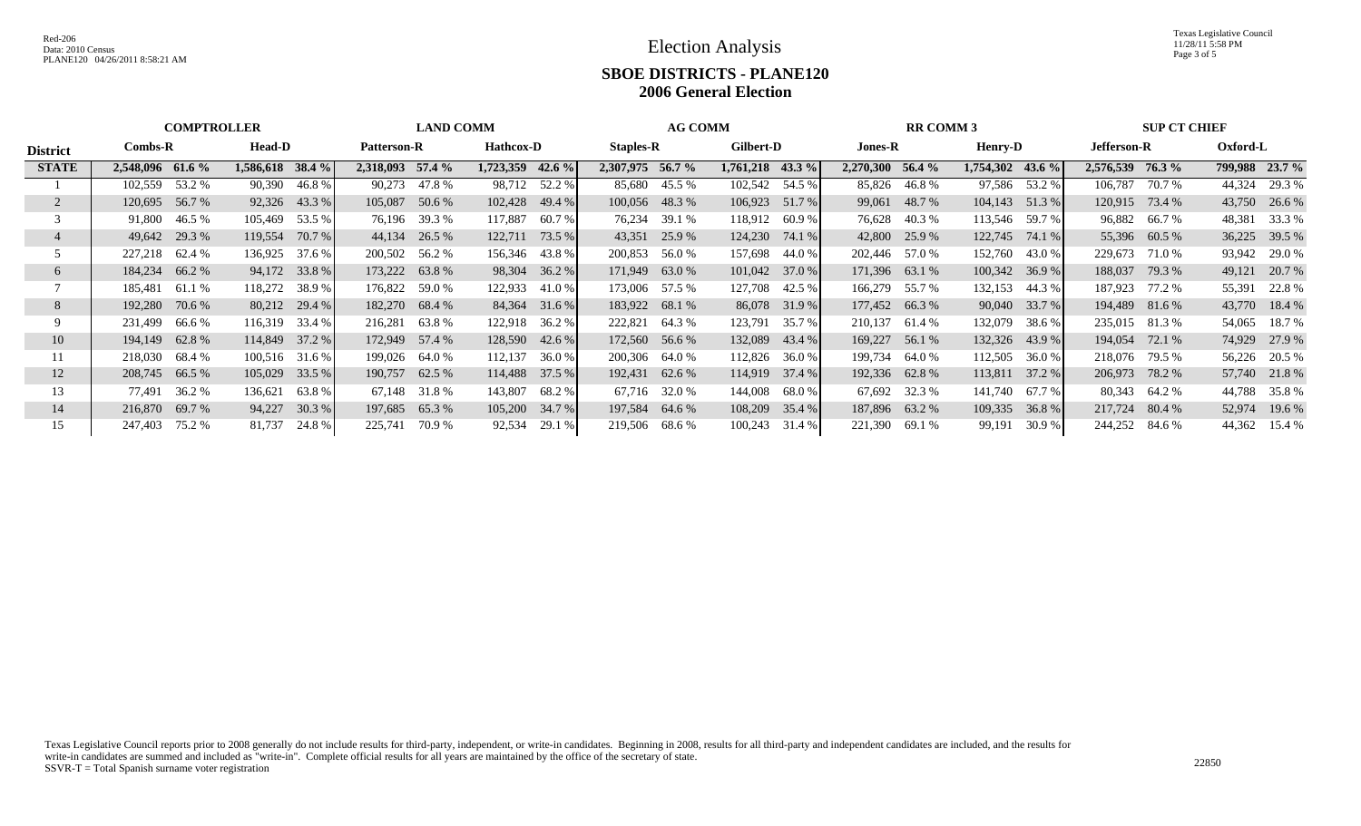# Election Analysis

## SBOE DISTRICTS - PLANE120
## 2006 General Election

| District | COMPTROLLER | | | | LAND COMM | | | | AG COMM | | | | RR COMM 3 | | | | SUP CT CHIEF | | | |
|---|---|---|---|---|---|---|---|---|---|---|---|---|---|---|---|---|---|---|---|---|
| | Combs-R | | Head-D | | Patterson-R | | Hathcox-D | | Staples-R | | Gilbert-D | | Jones-R | | Henry-D | | Jefferson-R | | Oxford-L | |
| **STATE** | **2,548,096** | **61.6 %** | **1,586,618** | **38.4 %** | **2,318,093** | **57.4 %** | **1,723,359** | **42.6 %** | **2,307,975** | **56.7 %** | **1,761,218** | **43.3 %** | **2,270,300** | **56.4 %** | **1,754,302** | **43.6 %** | **2,576,539** | **76.3 %** | **799,988** | **23.7 %** |
| 1 | 102,559 | 53.2 % | 90,390 | 46.8 % | 90,273 | 47.8 % | 98,712 | 52.2 % | 85,680 | 45.5 % | 102,542 | 54.5 % | 85,826 | 46.8 % | 97,586 | 53.2 % | 106,787 | 70.7 % | 44,324 | 29.3 % |
| 2 | 120,695 | 56.7 % | 92,326 | 43.3 % | 105,087 | 50.6 % | 102,428 | 49.4 % | 100,056 | 48.3 % | 106,923 | 51.7 % | 99,061 | 48.7 % | 104,143 | 51.3 % | 120,915 | 73.4 % | 43,750 | 26.6 % |
| 3 | 91,800 | 46.5 % | 105,469 | 53.5 % | 76,196 | 39.3 % | 117,887 | 60.7 % | 76,234 | 39.1 % | 118,912 | 60.9 % | 76,628 | 40.3 % | 113,546 | 59.7 % | 96,882 | 66.7 % | 48,381 | 33.3 % |
| 4 | 49,642 | 29.3 % | 119,554 | 70.7 % | 44,134 | 26.5 % | 122,711 | 73.5 % | 43,351 | 25.9 % | 124,230 | 74.1 % | 42,800 | 25.9 % | 122,745 | 74.1 % | 55,396 | 60.5 % | 36,225 | 39.5 % |
| 5 | 227,218 | 62.4 % | 136,925 | 37.6 % | 200,502 | 56.2 % | 156,346 | 43.8 % | 200,853 | 56.0 % | 157,698 | 44.0 % | 202,446 | 57.0 % | 152,760 | 43.0 % | 229,673 | 71.0 % | 93,942 | 29.0 % |
| 6 | 184,234 | 66.2 % | 94,172 | 33.8 % | 173,222 | 63.8 % | 98,304 | 36.2 % | 171,949 | 63.0 % | 101,042 | 37.0 % | 171,396 | 63.1 % | 100,342 | 36.9 % | 188,037 | 79.3 % | 49,121 | 20.7 % |
| 7 | 185,481 | 61.1 % | 118,272 | 38.9 % | 176,822 | 59.0 % | 122,933 | 41.0 % | 173,006 | 57.5 % | 127,708 | 42.5 % | 166,279 | 55.7 % | 132,153 | 44.3 % | 187,923 | 77.2 % | 55,391 | 22.8 % |
| 8 | 192,280 | 70.6 % | 80,212 | 29.4 % | 182,270 | 68.4 % | 84,364 | 31.6 % | 183,922 | 68.1 % | 86,078 | 31.9 % | 177,452 | 66.3 % | 90,040 | 33.7 % | 194,489 | 81.6 % | 43,770 | 18.4 % |
| 9 | 231,499 | 66.6 % | 116,319 | 33.4 % | 216,281 | 63.8 % | 122,918 | 36.2 % | 222,821 | 64.3 % | 123,791 | 35.7 % | 210,137 | 61.4 % | 132,079 | 38.6 % | 235,015 | 81.3 % | 54,065 | 18.7 % |
| 10 | 194,149 | 62.8 % | 114,849 | 37.2 % | 172,949 | 57.4 % | 128,590 | 42.6 % | 172,560 | 56.6 % | 132,089 | 43.4 % | 169,227 | 56.1 % | 132,326 | 43.9 % | 194,054 | 72.1 % | 74,929 | 27.9 % |
| 11 | 218,030 | 68.4 % | 100,516 | 31.6 % | 199,026 | 64.0 % | 112,137 | 36.0 % | 200,306 | 64.0 % | 112,826 | 36.0 % | 199,734 | 64.0 % | 112,505 | 36.0 % | 218,076 | 79.5 % | 56,226 | 20.5 % |
| 12 | 208,745 | 66.5 % | 105,029 | 33.5 % | 190,757 | 62.5 % | 114,488 | 37.5 % | 192,431 | 62.6 % | 114,919 | 37.4 % | 192,336 | 62.8 % | 113,811 | 37.2 % | 206,973 | 78.2 % | 57,740 | 21.8 % |
| 13 | 77,491 | 36.2 % | 136,621 | 63.8 % | 67,148 | 31.8 % | 143,807 | 68.2 % | 67,716 | 32.0 % | 144,008 | 68.0 % | 67,692 | 32.3 % | 141,740 | 67.7 % | 80,343 | 64.2 % | 44,788 | 35.8 % |
| 14 | 216,870 | 69.7 % | 94,227 | 30.3 % | 197,685 | 65.3 % | 105,200 | 34.7 % | 197,584 | 64.6 % | 108,209 | 35.4 % | 187,896 | 63.2 % | 109,335 | 36.8 % | 217,724 | 80.4 % | 52,974 | 19.6 % |
| 15 | 247,403 | 75.2 % | 81,737 | 24.8 % | 225,741 | 70.9 % | 92,534 | 29.1 % | 219,506 | 68.6 % | 100,243 | 31.4 % | 221,390 | 69.1 % | 99,191 | 30.9 % | 244,252 | 84.6 % | 44,362 | 15.4 % |

Texas Legislative Council reports prior to 2008 generally do not include results for third-party, independent, or write-in candidates. Beginning in 2008, results for all third-party and independent candidates are included, and the results for write-in candidates are summed and included as "write-in". Complete official results for all years are maintained by the office of the secretary of state.
SSVR-T = Total Spanish surname voter registration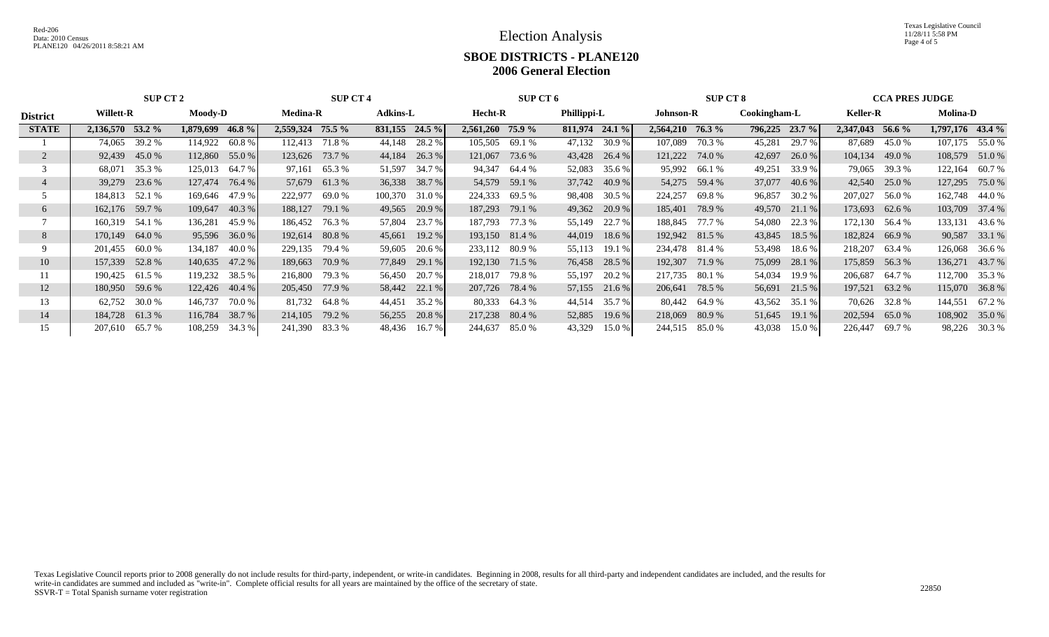# Election Analysis

## SBOE DISTRICTS - PLANE120

## 2006 General Election

| District | SUP CT 2 | | | | SUP CT 4 | | | | SUP CT 6 | | | | SUP CT 8 | | | | CCA PRES JUDGE | | | |
|---|---|---|---|---|---|---|---|---|---|---|---|---|---|---|---|---|---|---|---|---|
| | Willett-R | | Moody-D | | Medina-R | | Adkins-L | | Hecht-R | | Phillippi-L | | Johnson-R | | Cookingham-L | | Keller-R | | Molina-D | |
| **STATE** | **2,136,570** | **53.2 %** | **1,879,699** | **46.8 %** | **2,559,324** | **75.5 %** | **831,155** | **24.5 %** | **2,561,260** | **75.9 %** | **811,974** | **24.1 %** | **2,564,210** | **76.3 %** | **796,225** | **23.7 %** | **2,347,043** | **56.6 %** | **1,797,176** | **43.4 %** |
| 1 | 74,065 | 39.2 % | 114,922 | 60.8 % | 112,413 | 71.8 % | 44,148 | 28.2 % | 105,505 | 69.1 % | 47,132 | 30.9 % | 107,089 | 70.3 % | 45,281 | 29.7 % | 87,689 | 45.0 % | 107,175 | 55.0 % |
| 2 | 92,439 | 45.0 % | 112,860 | 55.0 % | 123,626 | 73.7 % | 44,184 | 26.3 % | 121,067 | 73.6 % | 43,428 | 26.4 % | 121,222 | 74.0 % | 42,697 | 26.0 % | 104,134 | 49.0 % | 108,579 | 51.0 % |
| 3 | 68,071 | 35.3 % | 125,013 | 64.7 % | 97,161 | 65.3 % | 51,597 | 34.7 % | 94,347 | 64.4 % | 52,083 | 35.6 % | 95,992 | 66.1 % | 49,251 | 33.9 % | 79,065 | 39.3 % | 122,164 | 60.7 % |
| 4 | 39,279 | 23.6 % | 127,474 | 76.4 % | 57,679 | 61.3 % | 36,338 | 38.7 % | 54,579 | 59.1 % | 37,742 | 40.9 % | 54,275 | 59.4 % | 37,077 | 40.6 % | 42,540 | 25.0 % | 127,295 | 75.0 % |
| 5 | 184,813 | 52.1 % | 169,646 | 47.9 % | 222,977 | 69.0 % | 100,370 | 31.0 % | 224,333 | 69.5 % | 98,408 | 30.5 % | 224,257 | 69.8 % | 96,857 | 30.2 % | 207,027 | 56.0 % | 162,748 | 44.0 % |
| 6 | 162,176 | 59.7 % | 109,647 | 40.3 % | 188,127 | 79.1 % | 49,565 | 20.9 % | 187,293 | 79.1 % | 49,362 | 20.9 % | 185,401 | 78.9 % | 49,570 | 21.1 % | 173,693 | 62.6 % | 103,709 | 37.4 % |
| 7 | 160,319 | 54.1 % | 136,281 | 45.9 % | 186,452 | 76.3 % | 57,804 | 23.7 % | 187,793 | 77.3 % | 55,149 | 22.7 % | 188,845 | 77.7 % | 54,080 | 22.3 % | 172,130 | 56.4 % | 133,131 | 43.6 % |
| 8 | 170,149 | 64.0 % | 95,596 | 36.0 % | 192,614 | 80.8 % | 45,661 | 19.2 % | 193,150 | 81.4 % | 44,019 | 18.6 % | 192,942 | 81.5 % | 43,845 | 18.5 % | 182,824 | 66.9 % | 90,587 | 33.1 % |
| 9 | 201,455 | 60.0 % | 134,187 | 40.0 % | 229,135 | 79.4 % | 59,605 | 20.6 % | 233,112 | 80.9 % | 55,113 | 19.1 % | 234,478 | 81.4 % | 53,498 | 18.6 % | 218,207 | 63.4 % | 126,068 | 36.6 % |
| 10 | 157,339 | 52.8 % | 140,635 | 47.2 % | 189,663 | 70.9 % | 77,849 | 29.1 % | 192,130 | 71.5 % | 76,458 | 28.5 % | 192,307 | 71.9 % | 75,099 | 28.1 % | 175,859 | 56.3 % | 136,271 | 43.7 % |
| 11 | 190,425 | 61.5 % | 119,232 | 38.5 % | 216,800 | 79.3 % | 56,450 | 20.7 % | 218,017 | 79.8 % | 55,197 | 20.2 % | 217,735 | 80.1 % | 54,034 | 19.9 % | 206,687 | 64.7 % | 112,700 | 35.3 % |
| 12 | 180,950 | 59.6 % | 122,426 | 40.4 % | 205,450 | 77.9 % | 58,442 | 22.1 % | 207,726 | 78.4 % | 57,155 | 21.6 % | 206,641 | 78.5 % | 56,691 | 21.5 % | 197,521 | 63.2 % | 115,070 | 36.8 % |
| 13 | 62,752 | 30.0 % | 146,737 | 70.0 % | 81,732 | 64.8 % | 44,451 | 35.2 % | 80,333 | 64.3 % | 44,514 | 35.7 % | 80,442 | 64.9 % | 43,562 | 35.1 % | 70,626 | 32.8 % | 144,551 | 67.2 % |
| 14 | 184,728 | 61.3 % | 116,784 | 38.7 % | 214,105 | 79.2 % | 56,255 | 20.8 % | 217,238 | 80.4 % | 52,885 | 19.6 % | 218,069 | 80.9 % | 51,645 | 19.1 % | 202,594 | 65.0 % | 108,902 | 35.0 % |
| 15 | 207,610 | 65.7 % | 108,259 | 34.3 % | 241,390 | 83.3 % | 48,436 | 16.7 % | 244,637 | 85.0 % | 43,329 | 15.0 % | 244,515 | 85.0 % | 43,038 | 15.0 % | 226,447 | 69.7 % | 98,226 | 30.3 % |

Texas Legislative Council reports prior to 2008 generally do not include results for third-party, independent, or write-in candidates. Beginning in 2008, results for all third-party and independent candidates are included, and the results for write-in candidates are summed and included as "write-in". Complete official results for all years are maintained by the office of the secretary of state.
SSVR-T = Total Spanish surname voter registration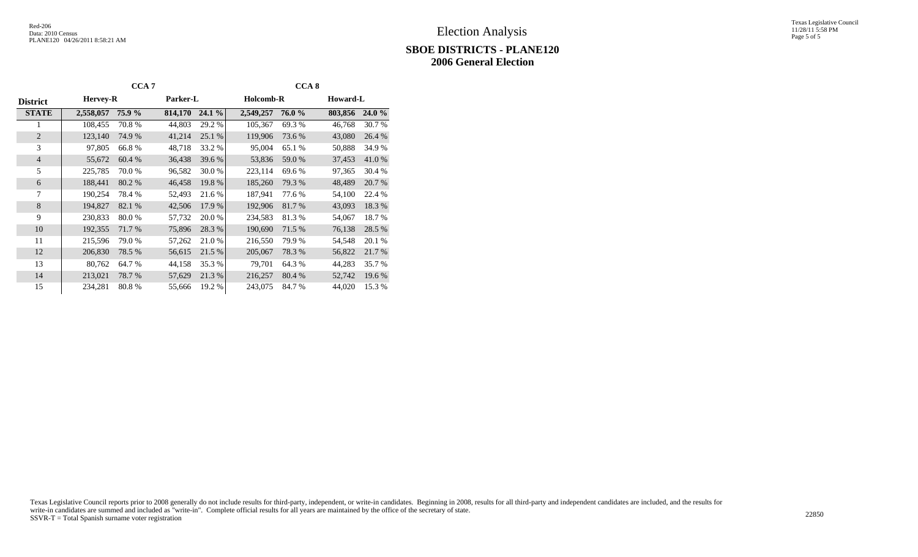# Election Analysis

## SBOE DISTRICTS - PLANE120
## 2006 General Election

| | CCA 7 | | | | CCA 8 | | | |
|---|---|---|---|---|---|---|---|---|
| **District** | **Hervey-R** | | **Parker-L** | | **Holcomb-R** | | **Howard-L** | |
| **STATE** | **2,558,057** | **75.9 %** | **814,170** | **24.1 %** | **2,549,257** | **76.0 %** | **803,856** | **24.0 %** |
| 1 | 108,455 | 70.8 % | 44,803 | 29.2 % | 105,367 | 69.3 % | 46,768 | 30.7 % |
| 2 | 123,140 | 74.9 % | 41,214 | 25.1 % | 119,906 | 73.6 % | 43,080 | 26.4 % |
| 3 | 97,805 | 66.8 % | 48,718 | 33.2 % | 95,004 | 65.1 % | 50,888 | 34.9 % |
| 4 | 55,672 | 60.4 % | 36,438 | 39.6 % | 53,836 | 59.0 % | 37,453 | 41.0 % |
| 5 | 225,785 | 70.0 % | 96,582 | 30.0 % | 223,114 | 69.6 % | 97,365 | 30.4 % |
| 6 | 188,441 | 80.2 % | 46,458 | 19.8 % | 185,260 | 79.3 % | 48,489 | 20.7 % |
| 7 | 190,254 | 78.4 % | 52,493 | 21.6 % | 187,941 | 77.6 % | 54,100 | 22.4 % |
| 8 | 194,827 | 82.1 % | 42,506 | 17.9 % | 192,906 | 81.7 % | 43,093 | 18.3 % |
| 9 | 230,833 | 80.0 % | 57,732 | 20.0 % | 234,583 | 81.3 % | 54,067 | 18.7 % |
| 10 | 192,355 | 71.7 % | 75,896 | 28.3 % | 190,690 | 71.5 % | 76,138 | 28.5 % |
| 11 | 215,596 | 79.0 % | 57,262 | 21.0 % | 216,550 | 79.9 % | 54,548 | 20.1 % |
| 12 | 206,830 | 78.5 % | 56,615 | 21.5 % | 205,067 | 78.3 % | 56,822 | 21.7 % |
| 13 | 80,762 | 64.7 % | 44,158 | 35.3 % | 79,701 | 64.3 % | 44,283 | 35.7 % |
| 14 | 213,021 | 78.7 % | 57,629 | 21.3 % | 216,257 | 80.4 % | 52,742 | 19.6 % |
| 15 | 234,281 | 80.8 % | 55,666 | 19.2 % | 243,075 | 84.7 % | 44,020 | 15.3 % |

Texas Legislative Council reports prior to 2008 generally do not include results for third-party, independent, or write-in candidates. Beginning in 2008, results for all third-party and independent candidates are included, and the results for write-in candidates are summed and included as "write-in". Complete official results for all years are maintained by the office of the secretary of state.
SSVR-T = Total Spanish surname voter registration